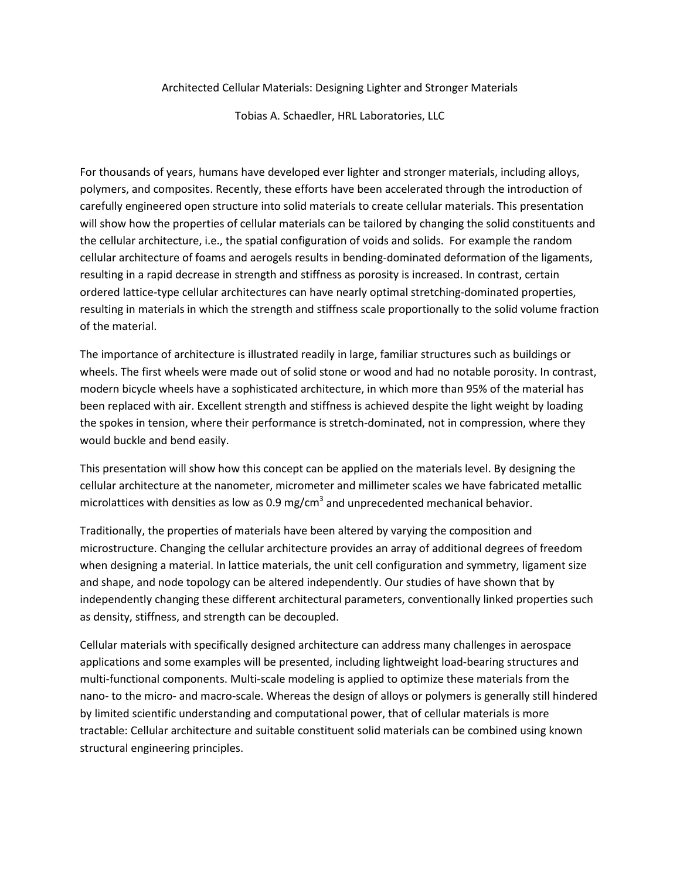# Architected Cellular Materials: Designing Lighter and Stronger Materials

Tobias A. Schaedler, HRL Laboratories, LLC

For thousands of years, humans have developed ever lighter and stronger materials, including alloys, polymers, and composites. Recently, these efforts have been accelerated through the introduction of carefully engineered open structure into solid materials to create cellular materials. This presentation will show how the properties of cellular materials can be tailored by changing the solid constituents and the cellular architecture, i.e., the spatial configuration of voids and solids. For example the random cellular architecture of foams and aerogels results in bending-dominated deformation of the ligaments, resulting in a rapid decrease in strength and stiffness as porosity is increased. In contrast, certain ordered lattice-type cellular architectures can have nearly optimal stretching-dominated properties, resulting in materials in which the strength and stiffness scale proportionally to the solid volume fraction of the material.

The importance of architecture is illustrated readily in large, familiar structures such as buildings or wheels. The first wheels were made out of solid stone or wood and had no notable porosity. In contrast, modern bicycle wheels have a sophisticated architecture, in which more than 95% of the material has been replaced with air. Excellent strength and stiffness is achieved despite the light weight by loading the spokes in tension, where their performance is stretch-dominated, not in compression, where they would buckle and bend easily.

This presentation will show how this concept can be applied on the materials level. By designing the cellular architecture at the nanometer, micrometer and millimeter scales we have fabricated metallic microlattices with densities as low as 0.9 $mg/cm^3$ and unprecedented mechanical behavior.

Traditionally, the properties of materials have been altered by varying the composition and microstructure. Changing the cellular architecture provides an array of additional degrees of freedom when designing a material. In lattice materials, the unit cell configuration and symmetry, ligament size and shape, and node topology can be altered independently. Our studies of have shown that by independently changing these different architectural parameters, conventionally linked properties such as density, stiffness, and strength can be decoupled.

Cellular materials with specifically designed architecture can address many challenges in aerospace applications and some examples will be presented, including lightweight load-bearing structures and multi-functional components. Multi-scale modeling is applied to optimize these materials from the nano- to the micro- and macro-scale. Whereas the design of alloys or polymers is generally still hindered by limited scientific understanding and computational power, that of cellular materials is more tractable: Cellular architecture and suitable constituent solid materials can be combined using known structural engineering principles.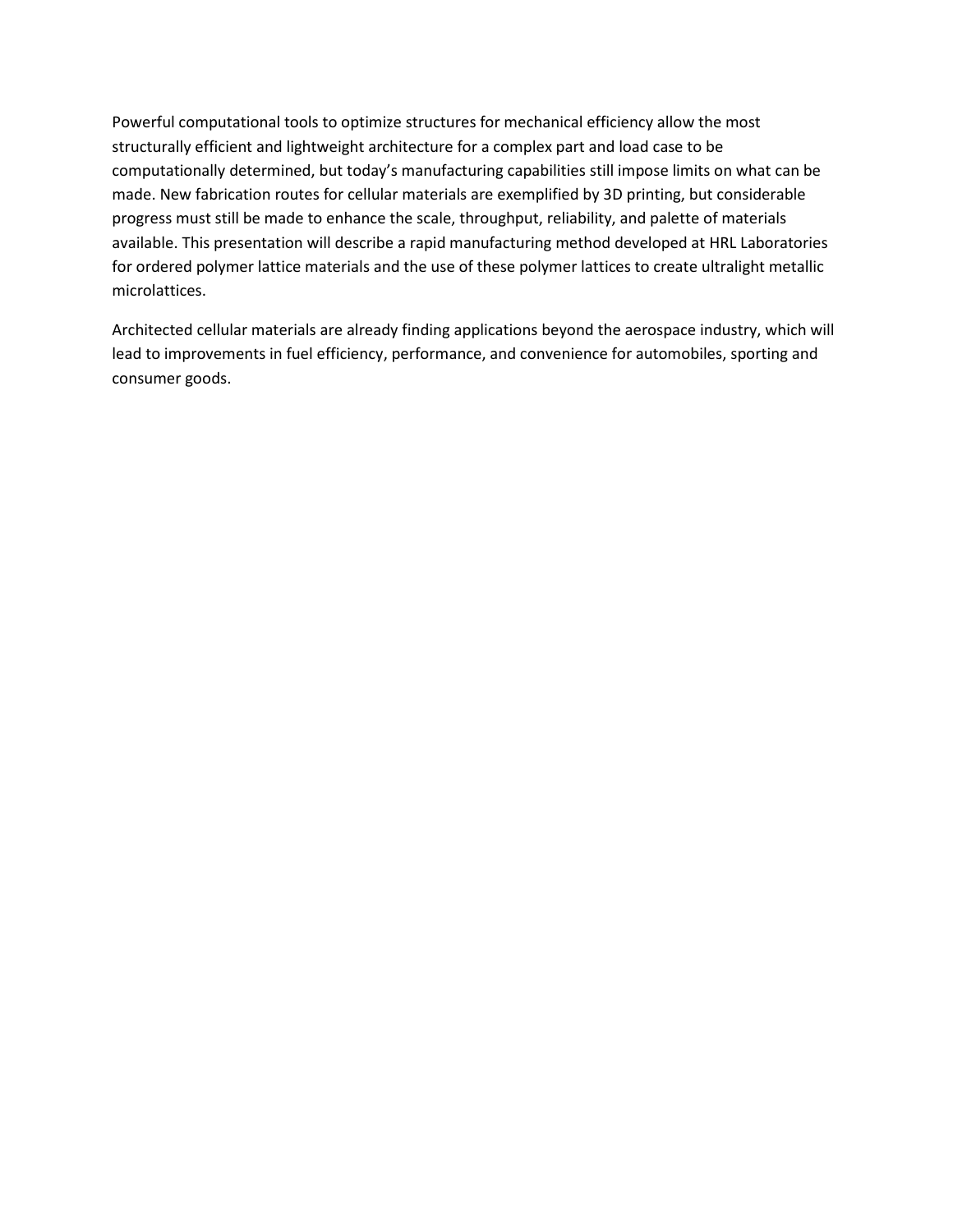Powerful computational tools to optimize structures for mechanical efficiency allow the most structurally efficient and lightweight architecture for a complex part and load case to be computationally determined, but today's manufacturing capabilities still impose limits on what can be made. New fabrication routes for cellular materials are exemplified by 3D printing, but considerable progress must still be made to enhance the scale, throughput, reliability, and palette of materials available. This presentation will describe a rapid manufacturing method developed at HRL Laboratories for ordered polymer lattice materials and the use of these polymer lattices to create ultralight metallic microlattices.

Architected cellular materials are already finding applications beyond the aerospace industry, which will lead to improvements in fuel efficiency, performance, and convenience for automobiles, sporting and consumer goods.